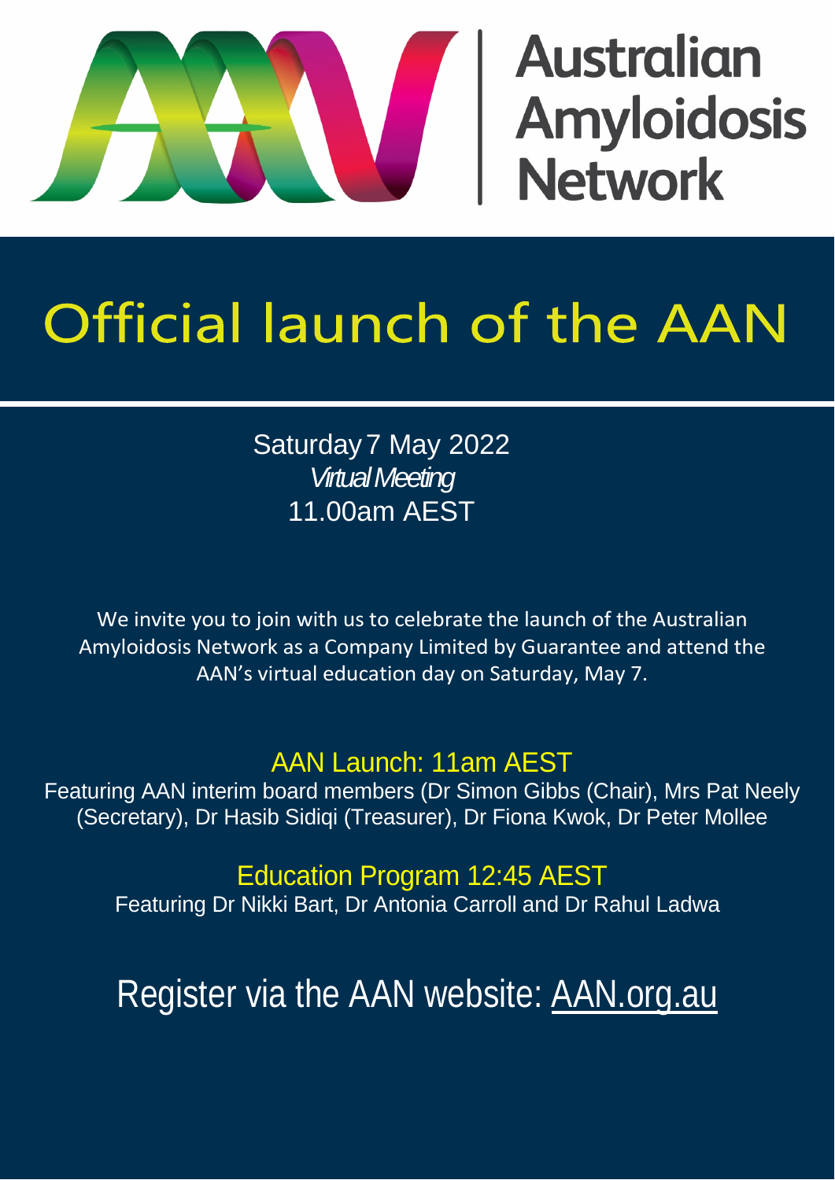Australian Amyloidosis Network

# Official launch of the AAN

Saturday 7 May 2022
*Virtual Meeting*
11.00am AEST

We invite you to join with us to celebrate the launch of the Australian Amyloidosis Network as a Company Limited by Guarantee and attend the AAN's virtual education day on Saturday, May 7.

## AAN Launch: 11am AEST

Featuring AAN interim board members (Dr Simon Gibbs (Chair), Mrs Pat Neely (Secretary), Dr Hasib Sidiqi (Treasurer), Dr Fiona Kwok, Dr Peter Mollee

## Education Program 12:45 AEST

Featuring Dr Nikki Bart, Dr Antonia Carroll and Dr Rahul Ladwa

Register via the AAN website: AAN.org.au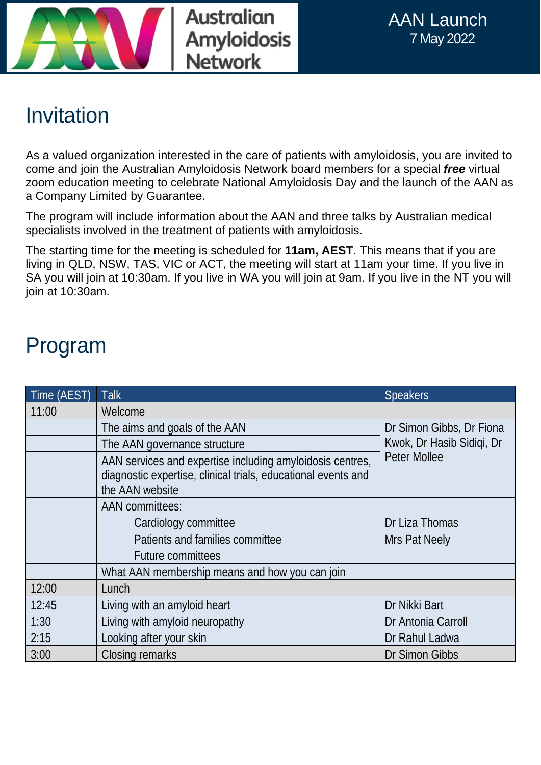Australian Amyloidosis Network

AAN Launch
7 May 2022

# Invitation

As a valued organization interested in the care of patients with amyloidosis, you are invited to come and join the Australian Amyloidosis Network board members for a special ***free*** virtual zoom education meeting to celebrate National Amyloidosis Day and the launch of the AAN as a Company Limited by Guarantee.

The program will include information about the AAN and three talks by Australian medical specialists involved in the treatment of patients with amyloidosis.

The starting time for the meeting is scheduled for **11am, AEST**. This means that if you are living in QLD, NSW, TAS, VIC or ACT, the meeting will start at 11am your time. If you live in SA you will join at 10:30am. If you live in WA you will join at 9am. If you live in the NT you will join at 10:30am.

# Program

| Time (AEST) | Talk | Speakers |
|---|---|---|
| 11:00 | Welcome | |
| | The aims and goals of the AAN | Dr Simon Gibbs, Dr Fiona Kwok, Dr Hasib Sidiqi, Dr Peter Mollee |
| | The AAN governance structure | |
| | AAN services and expertise including amyloidosis centres, diagnostic expertise, clinical trials, educational events and the AAN website | |
| | AAN committees: | |
| | Cardiology committee | Dr Liza Thomas |
| | Patients and families committee | Mrs Pat Neely |
| | Future committees | |
| | What AAN membership means and how you can join | |
| 12:00 | Lunch | |
| 12:45 | Living with an amyloid heart | Dr Nikki Bart |
| 1:30 | Living with amyloid neuropathy | Dr Antonia Carroll |
| 2:15 | Looking after your skin | Dr Rahul Ladwa |
| 3:00 | Closing remarks | Dr Simon Gibbs |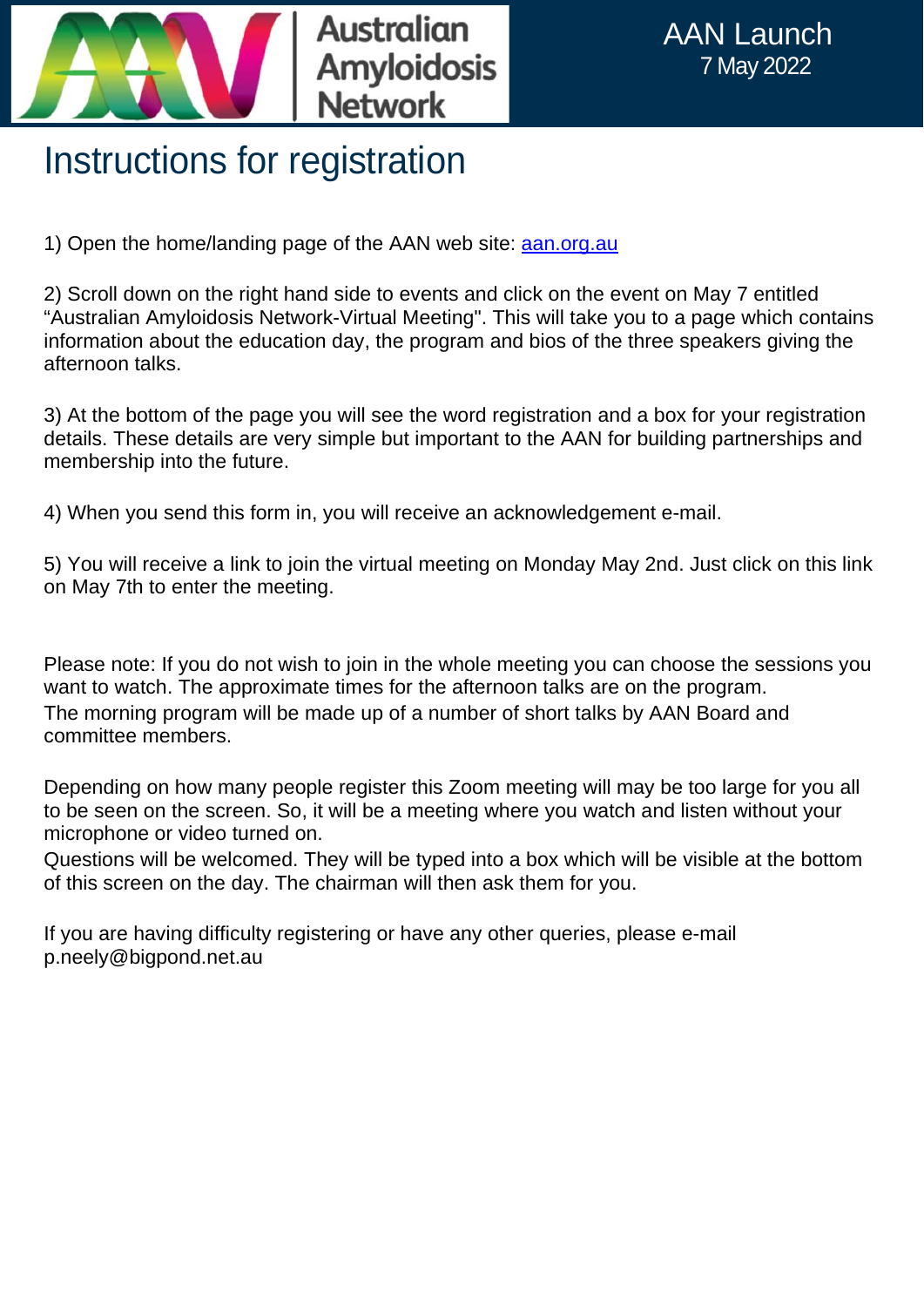Australian Amyloidosis Network

AAN Launch
7 May 2022

# Instructions for registration

1) Open the home/landing page of the AAN web site: [aan.org.au](aan.org.au)

2) Scroll down on the right hand side to events and click on the event on May 7 entitled "Australian Amyloidosis Network-Virtual Meeting". This will take you to a page which contains information about the education day, the program and bios of the three speakers giving the afternoon talks.

3) At the bottom of the page you will see the word registration and a box for your registration details. These details are very simple but important to the AAN for building partnerships and membership into the future.

4) When you send this form in, you will receive an acknowledgement e-mail.

5) You will receive a link to join the virtual meeting on Monday May 2nd. Just click on this link on May 7th to enter the meeting.

Please note: If you do not wish to join in the whole meeting you can choose the sessions you want to watch. The approximate times for the afternoon talks are on the program.
The morning program will be made up of a number of short talks by AAN Board and committee members.

Depending on how many people register this Zoom meeting will may be too large for you all to be seen on the screen. So, it will be a meeting where you watch and listen without your microphone or video turned on.
Questions will be welcomed. They will be typed into a box which will be visible at the bottom of this screen on the day. The chairman will then ask them for you.

If you are having difficulty registering or have any other queries, please e-mail p.neely@bigpond.net.au